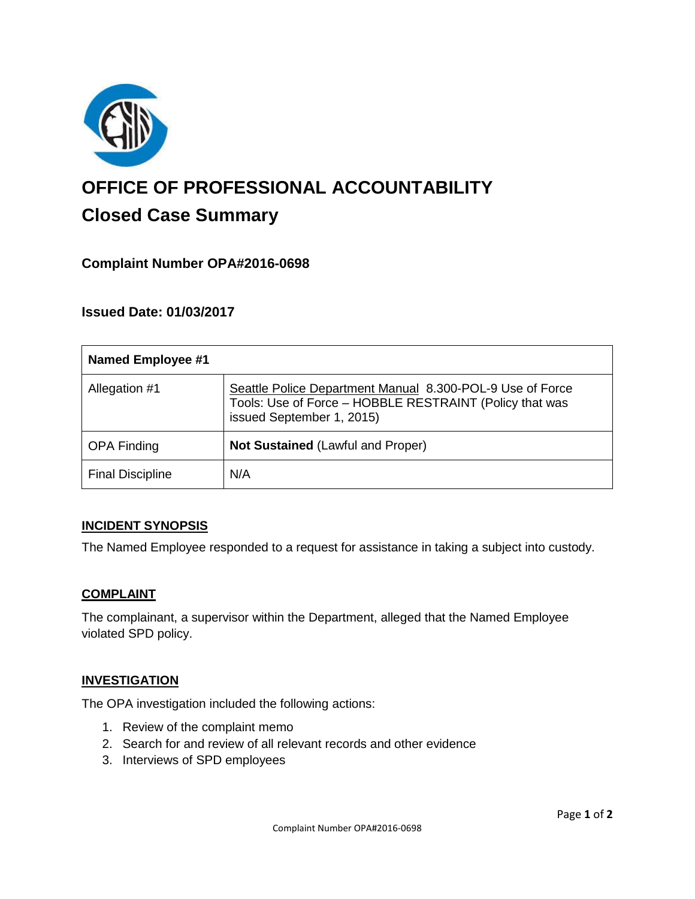# OFFICE OF PROFESSIONAL ACCOUNTABILITY

## Closed Case Summary

### Complaint Number OPA#2016-0698

### Issued Date: 01/03/2017

| Named Employee #1 | |
|---|---|
| Allegation #1 | Seattle Police Department Manual 8.300-POL-9 Use of Force Tools: Use of Force – HOBBLE RESTRAINT (Policy that was issued September 1, 2015) |
| OPA Finding | **Not Sustained** (Lawful and Proper) |
| Final Discipline | N/A |

#### INCIDENT SYNOPSIS

The Named Employee responded to a request for assistance in taking a subject into custody.

#### COMPLAINT

The complainant, a supervisor within the Department, alleged that the Named Employee violated SPD policy.

#### INVESTIGATION

The OPA investigation included the following actions:

1. Review of the complaint memo
2. Search for and review of all relevant records and other evidence
3. Interviews of SPD employees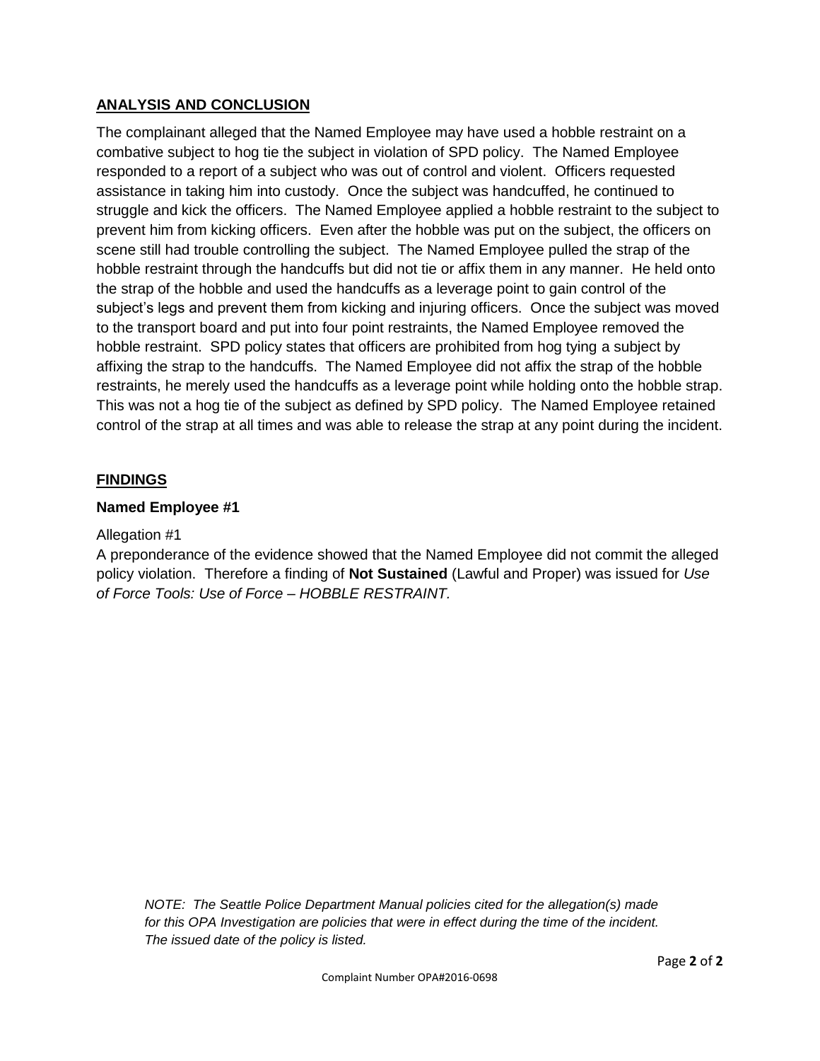## ANALYSIS AND CONCLUSION

The complainant alleged that the Named Employee may have used a hobble restraint on a combative subject to hog tie the subject in violation of SPD policy. The Named Employee responded to a report of a subject who was out of control and violent. Officers requested assistance in taking him into custody. Once the subject was handcuffed, he continued to struggle and kick the officers. The Named Employee applied a hobble restraint to the subject to prevent him from kicking officers. Even after the hobble was put on the subject, the officers on scene still had trouble controlling the subject. The Named Employee pulled the strap of the hobble restraint through the handcuffs but did not tie or affix them in any manner. He held onto the strap of the hobble and used the handcuffs as a leverage point to gain control of the subject's legs and prevent them from kicking and injuring officers. Once the subject was moved to the transport board and put into four point restraints, the Named Employee removed the hobble restraint. SPD policy states that officers are prohibited from hog tying a subject by affixing the strap to the handcuffs. The Named Employee did not affix the strap of the hobble restraints, he merely used the handcuffs as a leverage point while holding onto the hobble strap. This was not a hog tie of the subject as defined by SPD policy. The Named Employee retained control of the strap at all times and was able to release the strap at any point during the incident.

## FINDINGS

### Named Employee #1

Allegation #1

A preponderance of the evidence showed that the Named Employee did not commit the alleged policy violation. Therefore a finding of **Not Sustained** (Lawful and Proper) was issued for *Use of Force Tools: Use of Force – HOBBLE RESTRAINT.*

*NOTE: The Seattle Police Department Manual policies cited for the allegation(s) made for this OPA Investigation are policies that were in effect during the time of the incident. The issued date of the policy is listed.*

Complaint Number OPA#2016-0698